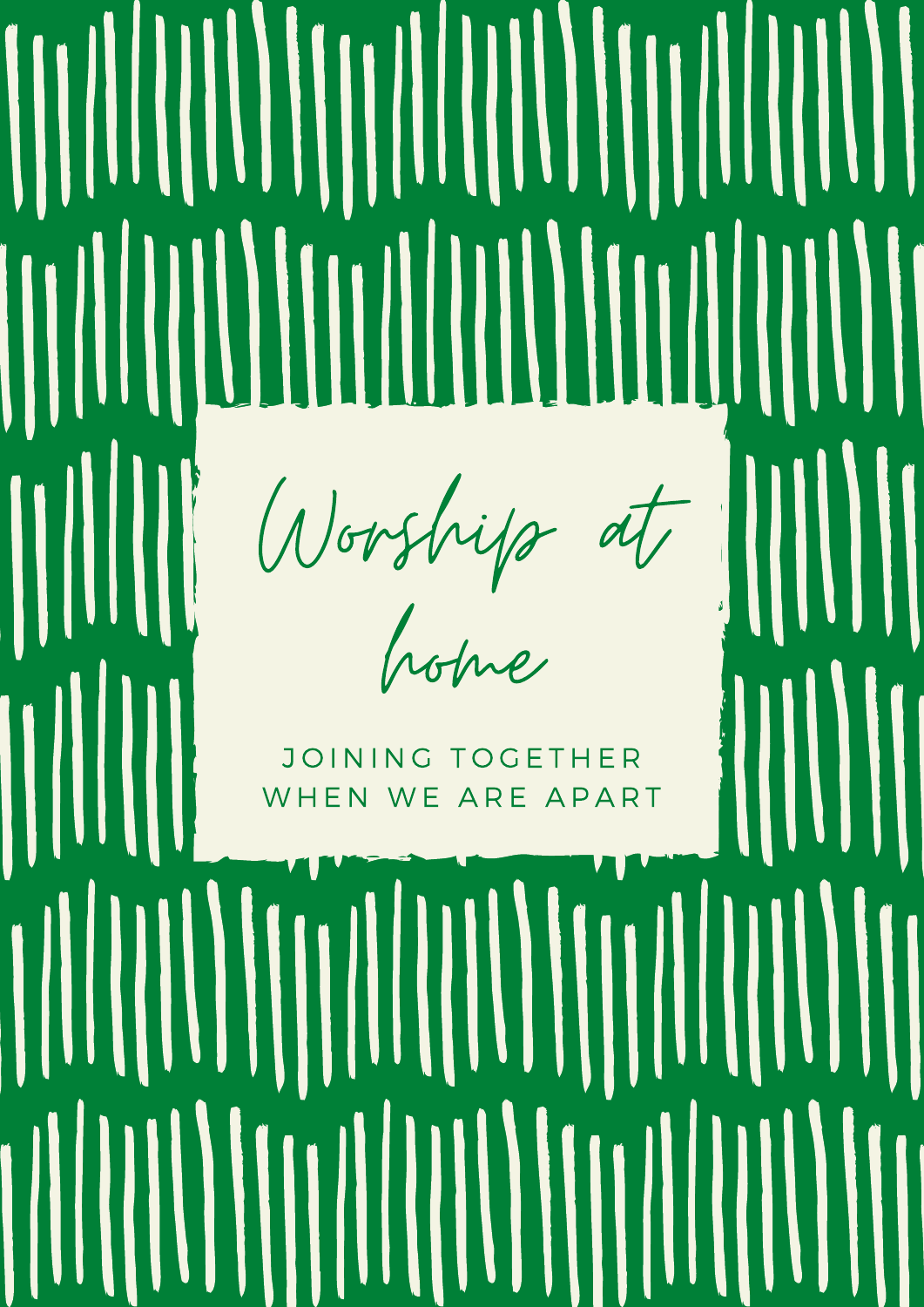# Worship at home

JOINING TOGETHER WHEN WE ARE APART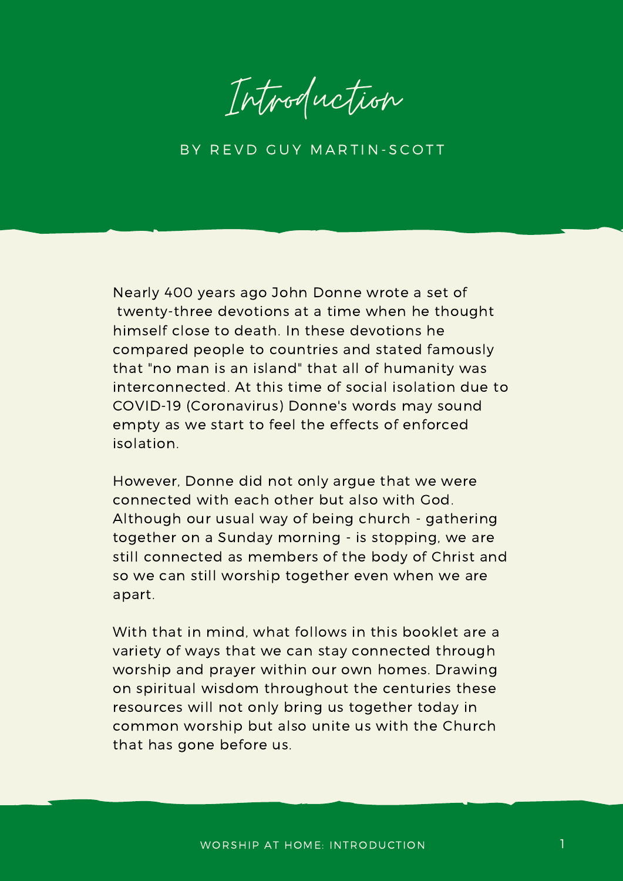# Introduction

BY REVD GUY MARTIN-SCOTT

Nearly 400 years ago John Donne wrote a set of twenty-three devotions at a time when he thought himself close to death. In these devotions he compared people to countries and stated famously that "no man is an island" that all of humanity was interconnected. At this time of social isolation due to COVID-19 (Coronavirus) Donne's words may sound empty as we start to feel the effects of enforced isolation.

However, Donne did not only argue that we were connected with each other but also with God. Although our usual way of being church - gathering together on a Sunday morning - is stopping, we are still connected as members of the body of Christ and so we can still worship together even when we are apart.

With that in mind, what follows in this booklet are a variety of ways that we can stay connected through worship and prayer within our own homes. Drawing on spiritual wisdom throughout the centuries these resources will not only bring us together today in common worship but also unite us with the Church that has gone before us.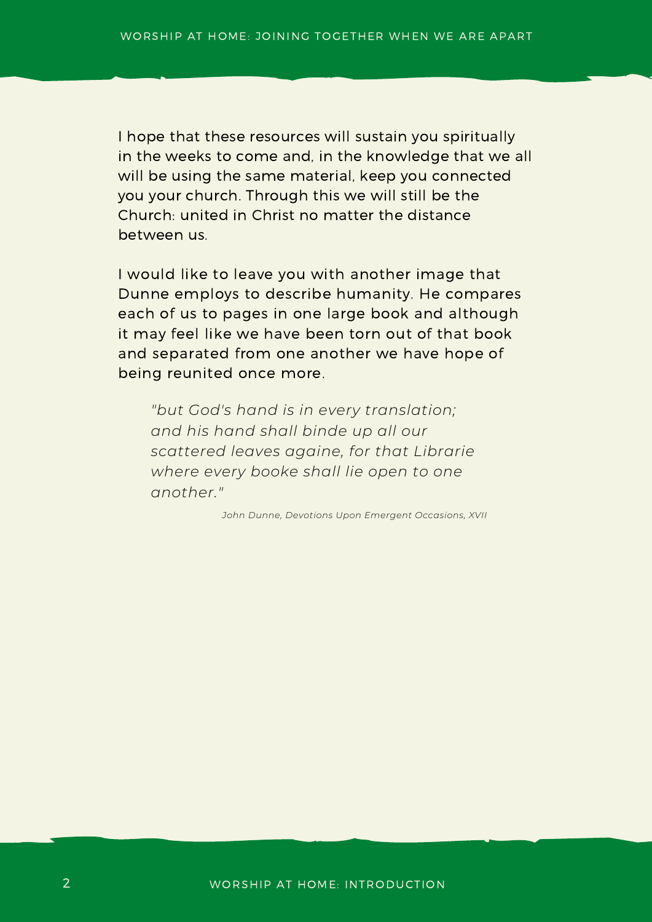I hope that these resources will sustain you spiritually in the weeks to come and, in the knowledge that we all will be using the same material, keep you connected you your church. Through this we will still be the Church: united in Christ no matter the distance between us.

I would like to leave you with another image that Dunne employs to describe humanity. He compares each of us to pages in one large book and although it may feel like we have been torn out of that book and separated from one another we have hope of being reunited once more.

> *"but God's hand is in every translation; and his hand shall binde up all our scattered leaves againe, for that Librarie where every booke shall lie open to one another."*
>
> *John Dunne, Devotions Upon Emergent Occasions, XVII*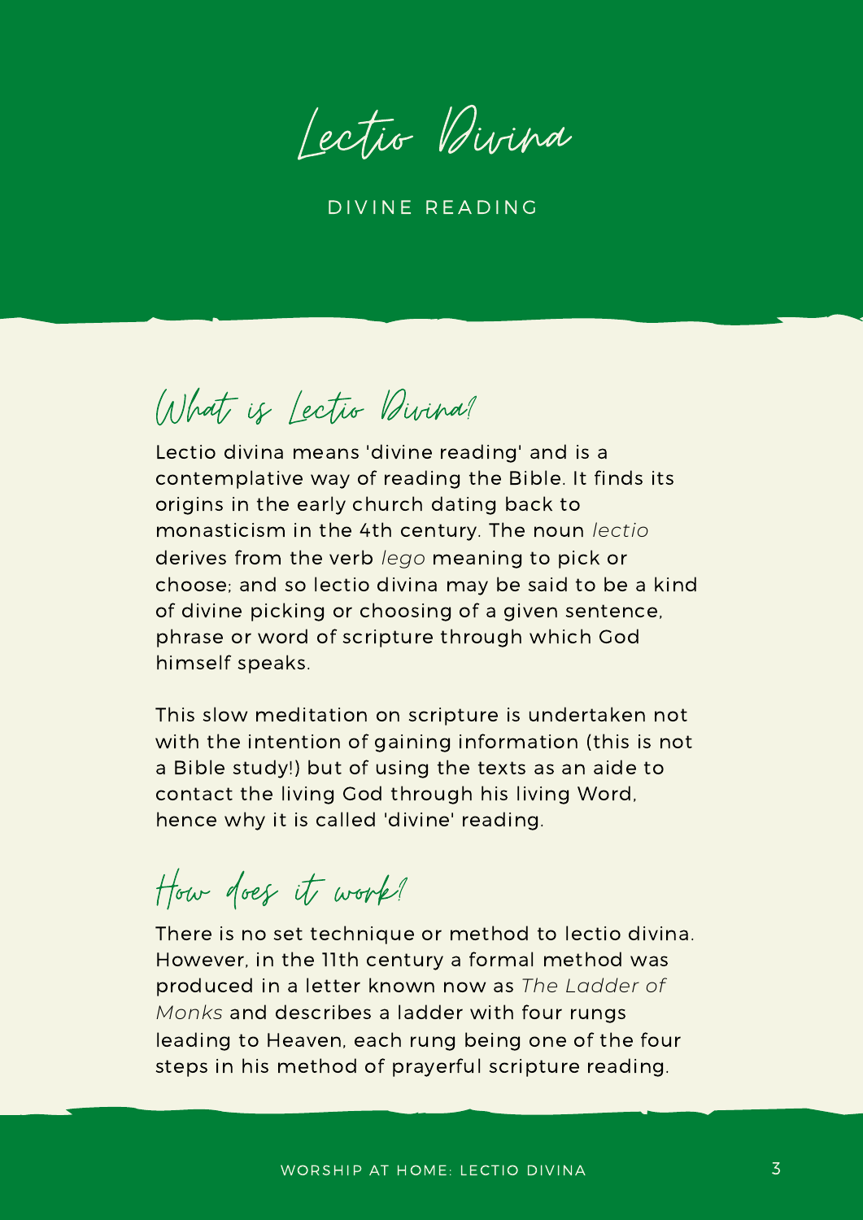# Lectio Divina

DIVINE READING

## What is Lectio Divina?

Lectio divina means 'divine reading' and is a contemplative way of reading the Bible. It finds its origins in the early church dating back to monasticism in the 4th century. The noun *lectio* derives from the verb *lego* meaning to pick or choose; and so lectio divina may be said to be a kind of divine picking or choosing of a given sentence, phrase or word of scripture through which God himself speaks.

This slow meditation on scripture is undertaken not with the intention of gaining information (this is not a Bible study!) but of using the texts as an aide to contact the living God through his living Word, hence why it is called 'divine' reading.

## How does it work?

There is no set technique or method to lectio divina. However, in the 11th century a formal method was produced in a letter known now as *The Ladder of Monks* and describes a ladder with four rungs leading to Heaven, each rung being one of the four steps in his method of prayerful scripture reading.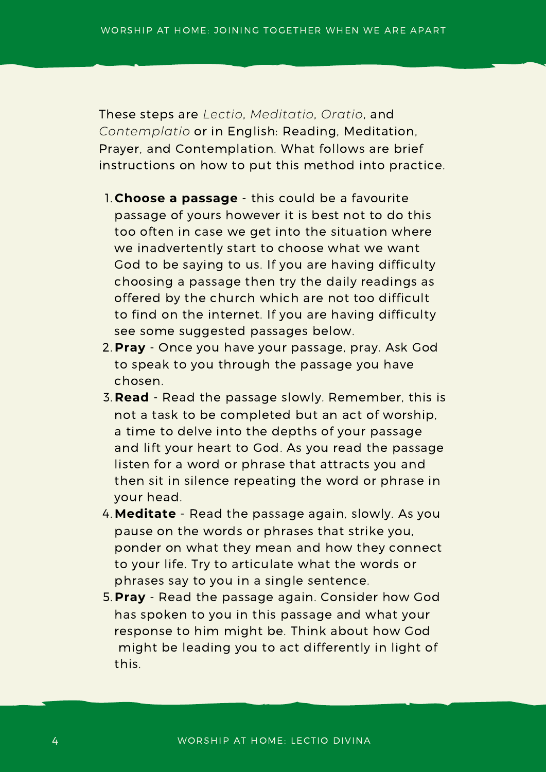These steps are *Lectio*, *Meditatio*, *Oratio*, and *Contemplatio* or in English: Reading, Meditation, Prayer, and Contemplation. What follows are brief instructions on how to put this method into practice.

1. **Choose a passage** - this could be a favourite passage of yours however it is best not to do this too often in case we get into the situation where we inadvertently start to choose what we want God to be saying to us. If you are having difficulty choosing a passage then try the daily readings as offered by the church which are not too difficult to find on the internet. If you are having difficulty see some suggested passages below.
2. **Pray** - Once you have your passage, pray. Ask God to speak to you through the passage you have chosen.
3. **Read** - Read the passage slowly. Remember, this is not a task to be completed but an act of worship, a time to delve into the depths of your passage and lift your heart to God. As you read the passage listen for a word or phrase that attracts you and then sit in silence repeating the word or phrase in your head.
4. **Meditate** - Read the passage again, slowly. As you pause on the words or phrases that strike you, ponder on what they mean and how they connect to your life. Try to articulate what the words or phrases say to you in a single sentence.
5. **Pray** - Read the passage again. Consider how God has spoken to you in this passage and what your response to him might be. Think about how God might be leading you to act differently in light of this.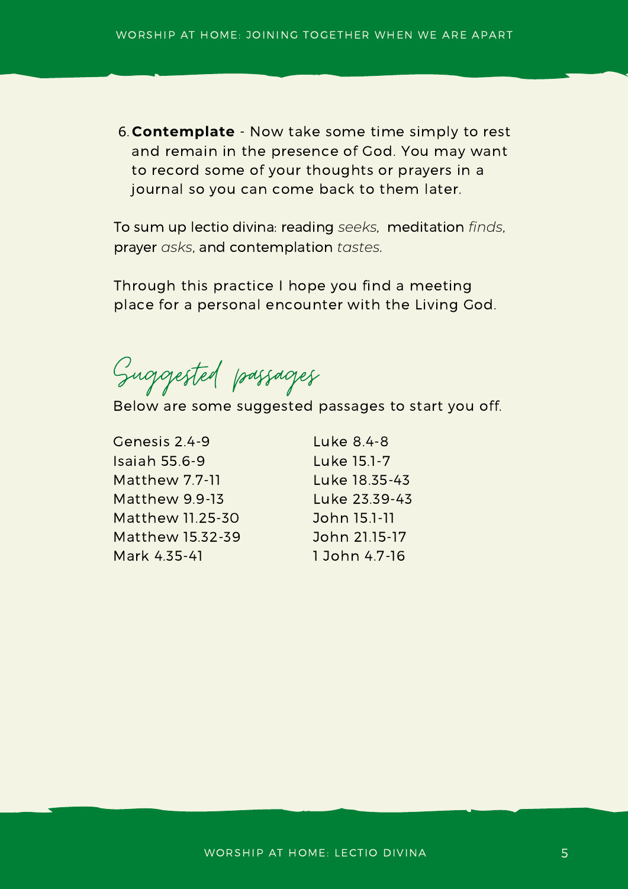6. **Contemplate** - Now take some time simply to rest and remain in the presence of God. You may want to record some of your thoughts or prayers in a journal so you can come back to them later.

To sum up lectio divina: reading *seeks*, meditation *finds*, prayer *asks*, and contemplation *tastes*.

Through this practice I hope you find a meeting place for a personal encounter with the Living God.

## Suggested passages

Below are some suggested passages to start you off.

Genesis 2.4-9
Isaiah 55.6-9
Matthew 7.7-11
Matthew 9.9-13
Matthew 11.25-30
Matthew 15.32-39
Mark 4.35-41
Luke 8.4-8
Luke 15.1-7
Luke 18.35-43
Luke 23.39-43
John 15.1-11
John 21.15-17
1 John 4.7-16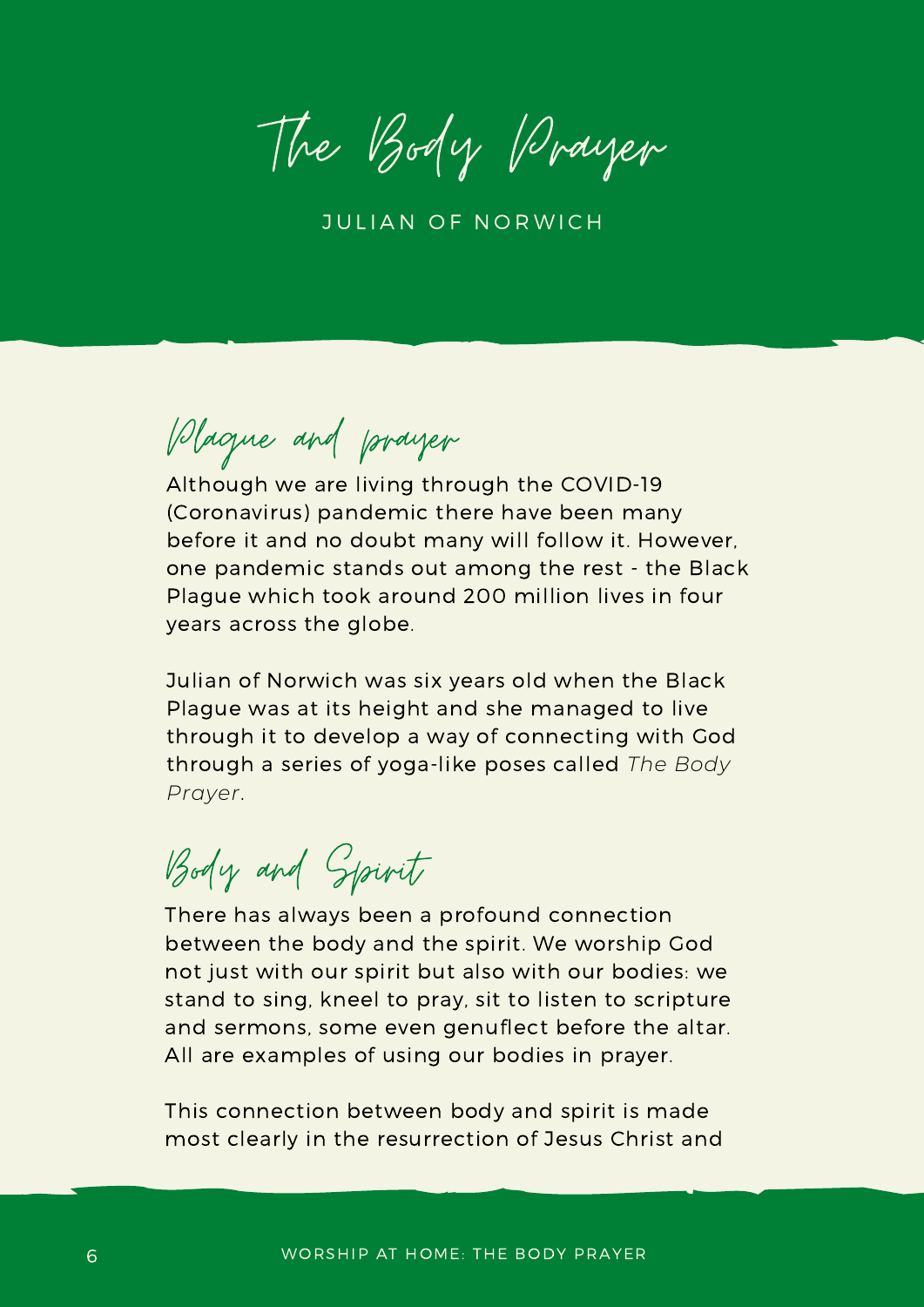# The Body Prayer

JULIAN OF NORWICH

## Plague and prayer

Although we are living through the COVID-19 (Coronavirus) pandemic there have been many before it and no doubt many will follow it. However, one pandemic stands out among the rest - the Black Plague which took around 200 million lives in four years across the globe.

Julian of Norwich was six years old when the Black Plague was at its height and she managed to live through it to develop a way of connecting with God through a series of yoga-like poses called *The Body Prayer*.

## Body and Spirit

There has always been a profound connection between the body and the spirit. We worship God not just with our spirit but also with our bodies: we stand to sing, kneel to pray, sit to listen to scripture and sermons, some even genuflect before the altar. All are examples of using our bodies in prayer.

This connection between body and spirit is made most clearly in the resurrection of Jesus Christ and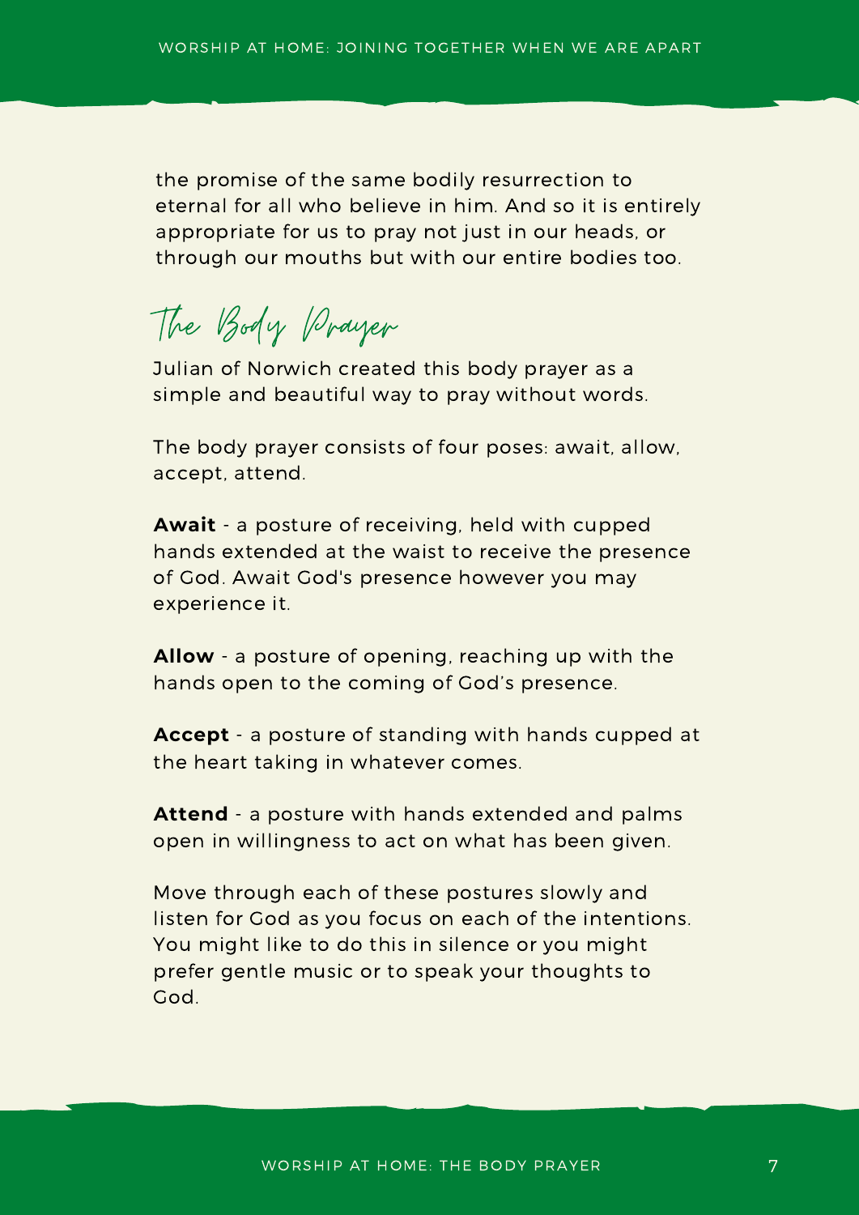the promise of the same bodily resurrection to eternal for all who believe in him. And so it is entirely appropriate for us to pray not just in our heads, or through our mouths but with our entire bodies too.

## The Body Prayer

Julian of Norwich created this body prayer as a simple and beautiful way to pray without words.

The body prayer consists of four poses: await, allow, accept, attend.

**Await** - a posture of receiving, held with cupped hands extended at the waist to receive the presence of God. Await God's presence however you may experience it.

**Allow** - a posture of opening, reaching up with the hands open to the coming of God's presence.

**Accept** - a posture of standing with hands cupped at the heart taking in whatever comes.

**Attend** - a posture with hands extended and palms open in willingness to act on what has been given.

Move through each of these postures slowly and listen for God as you focus on each of the intentions. You might like to do this in silence or you might prefer gentle music or to speak your thoughts to God.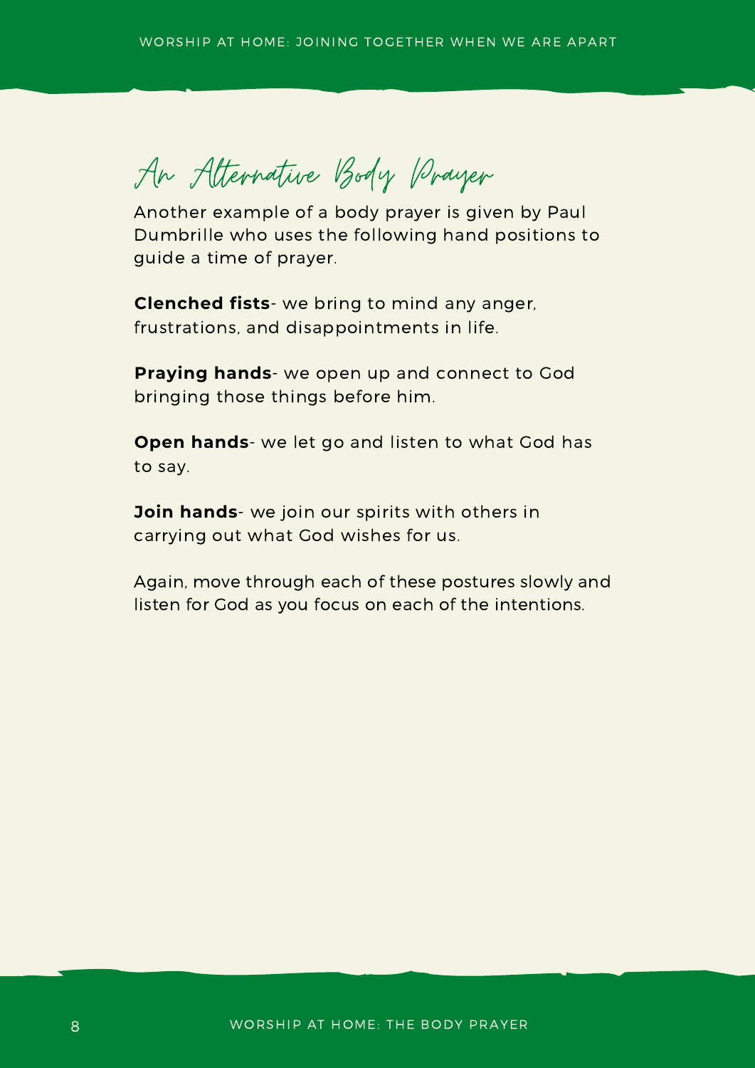## An Alternative Body Prayer

Another example of a body prayer is given by Paul Dumbrille who uses the following hand positions to guide a time of prayer.

**Clenched fists**- we bring to mind any anger, frustrations, and disappointments in life.

**Praying hands**- we open up and connect to God bringing those things before him.

**Open hands**- we let go and listen to what God has to say.

**Join hands**- we join our spirits with others in carrying out what God wishes for us.

Again, move through each of these postures slowly and listen for God as you focus on each of the intentions.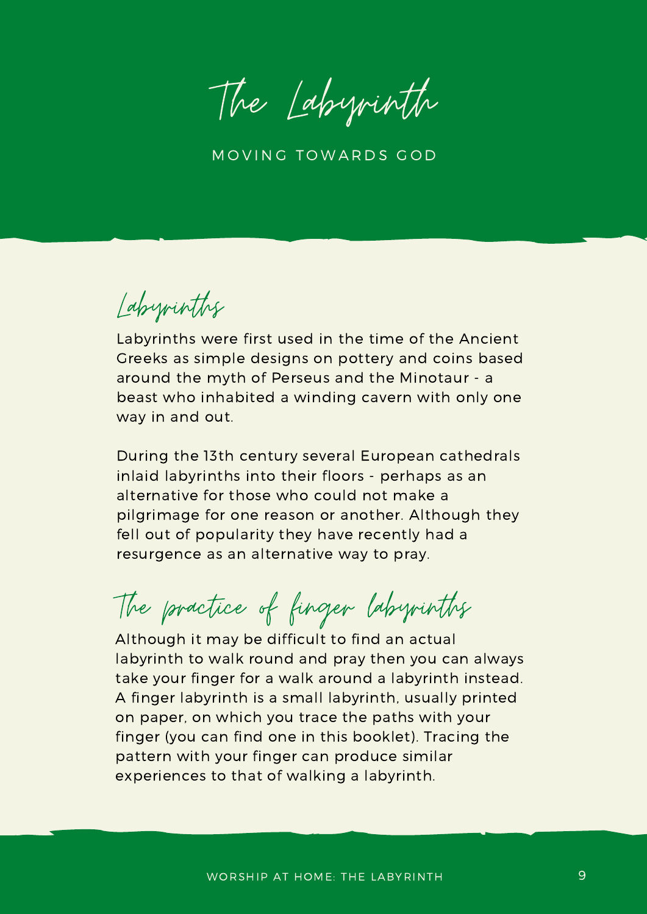# The Labyrinth

MOVING TOWARDS GOD

## Labyrinths

Labyrinths were first used in the time of the Ancient Greeks as simple designs on pottery and coins based around the myth of Perseus and the Minotaur - a beast who inhabited a winding cavern with only one way in and out.

During the 13th century several European cathedrals inlaid labyrinths into their floors - perhaps as an alternative for those who could not make a pilgrimage for one reason or another. Although they fell out of popularity they have recently had a resurgence as an alternative way to pray.

## The practice of finger labyrinths

Although it may be difficult to find an actual labyrinth to walk round and pray then you can always take your finger for a walk around a labyrinth instead. A finger labyrinth is a small labyrinth, usually printed on paper, on which you trace the paths with your finger (you can find one in this booklet). Tracing the pattern with your finger can produce similar experiences to that of walking a labyrinth.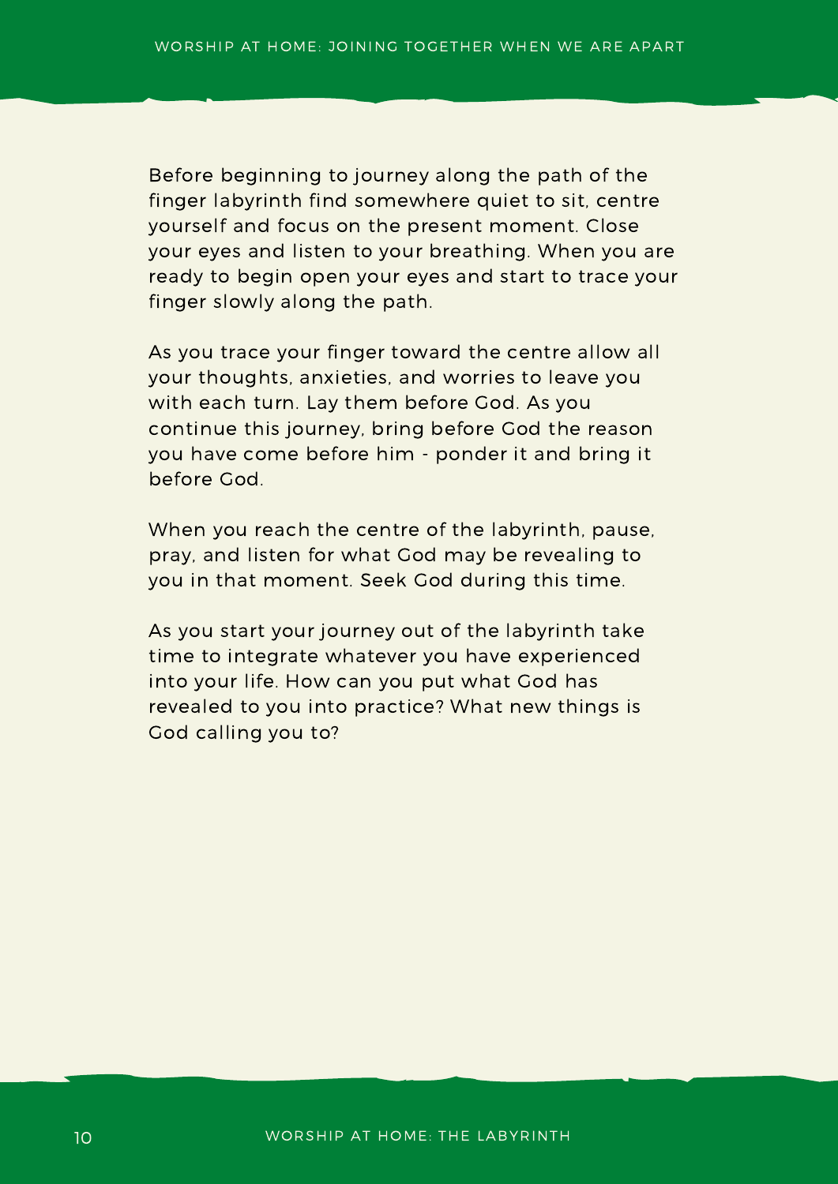Before beginning to journey along the path of the finger labyrinth find somewhere quiet to sit, centre yourself and focus on the present moment. Close your eyes and listen to your breathing. When you are ready to begin open your eyes and start to trace your finger slowly along the path.

As you trace your finger toward the centre allow all your thoughts, anxieties, and worries to leave you with each turn. Lay them before God. As you continue this journey, bring before God the reason you have come before him - ponder it and bring it before God.

When you reach the centre of the labyrinth, pause, pray, and listen for what God may be revealing to you in that moment. Seek God during this time.

As you start your journey out of the labyrinth take time to integrate whatever you have experienced into your life. How can you put what God has revealed to you into practice? What new things is God calling you to?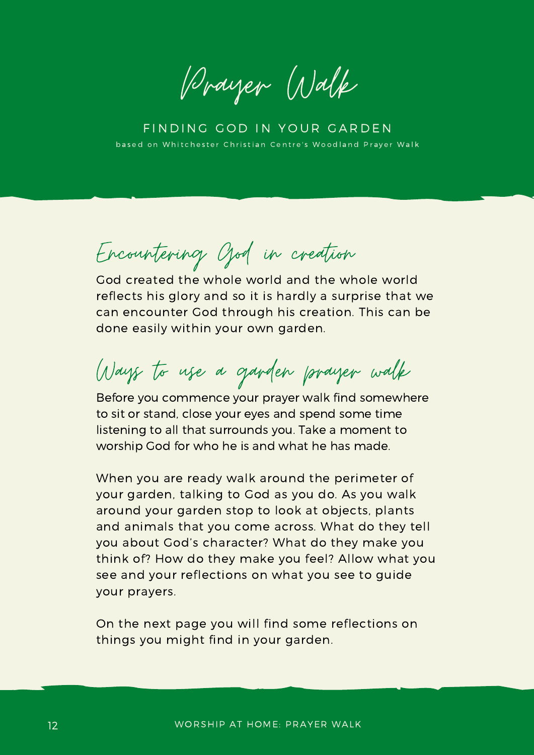# Prayer Walk

FINDING GOD IN YOUR GARDEN

based on Whitchester Christian Centre's Woodland Prayer Walk

## Encountering God in creation

God created the whole world and the whole world reflects his glory and so it is hardly a surprise that we can encounter God through his creation. This can be done easily within your own garden.

## Ways to use a garden prayer walk

Before you commence your prayer walk find somewhere to sit or stand, close your eyes and spend some time listening to all that surrounds you. Take a moment to worship God for who he is and what he has made.

When you are ready walk around the perimeter of your garden, talking to God as you do. As you walk around your garden stop to look at objects, plants and animals that you come across. What do they tell you about God's character? What do they make you think of? How do they make you feel? Allow what you see and your reflections on what you see to guide your prayers.

On the next page you will find some reflections on things you might find in your garden.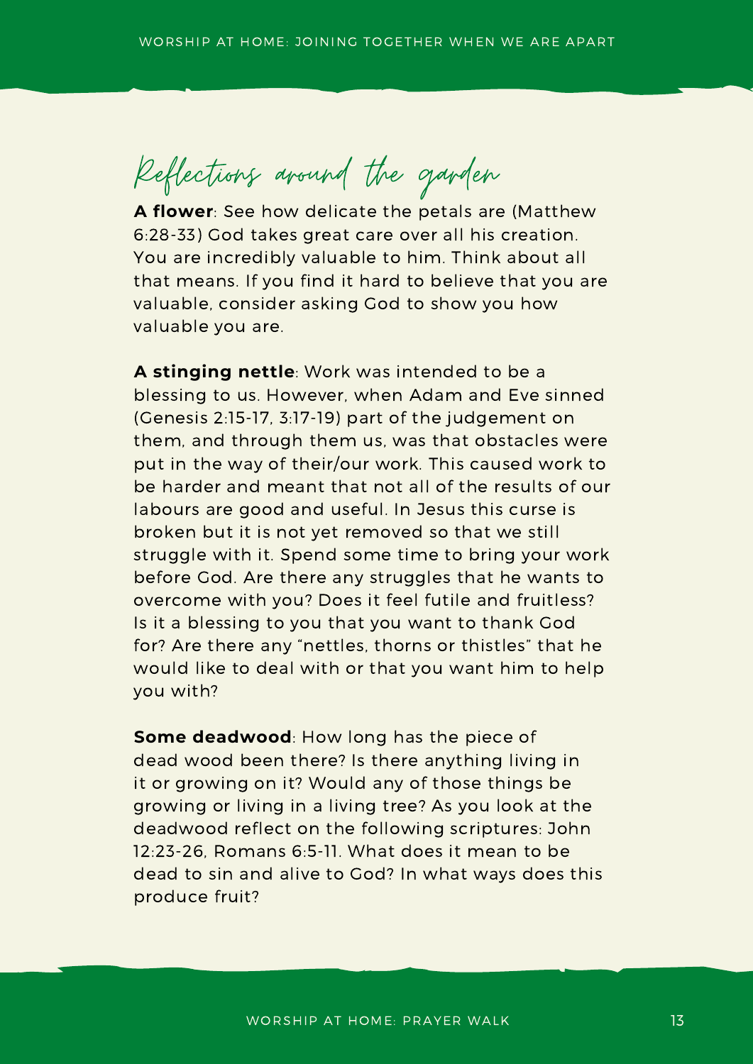## Reflections around the garden

**A flower**: See how delicate the petals are (Matthew 6:28-33) God takes great care over all his creation. You are incredibly valuable to him. Think about all that means. If you find it hard to believe that you are valuable, consider asking God to show you how valuable you are.

**A stinging nettle**: Work was intended to be a blessing to us. However, when Adam and Eve sinned (Genesis 2:15-17, 3:17-19) part of the judgement on them, and through them us, was that obstacles were put in the way of their/our work. This caused work to be harder and meant that not all of the results of our labours are good and useful. In Jesus this curse is broken but it is not yet removed so that we still struggle with it. Spend some time to bring your work before God. Are there any struggles that he wants to overcome with you? Does it feel futile and fruitless? Is it a blessing to you that you want to thank God for? Are there any "nettles, thorns or thistles" that he would like to deal with or that you want him to help you with?

**Some deadwood**: How long has the piece of dead wood been there? Is there anything living in it or growing on it? Would any of those things be growing or living in a living tree? As you look at the deadwood reflect on the following scriptures: John 12:23-26, Romans 6:5-11. What does it mean to be dead to sin and alive to God? In what ways does this produce fruit?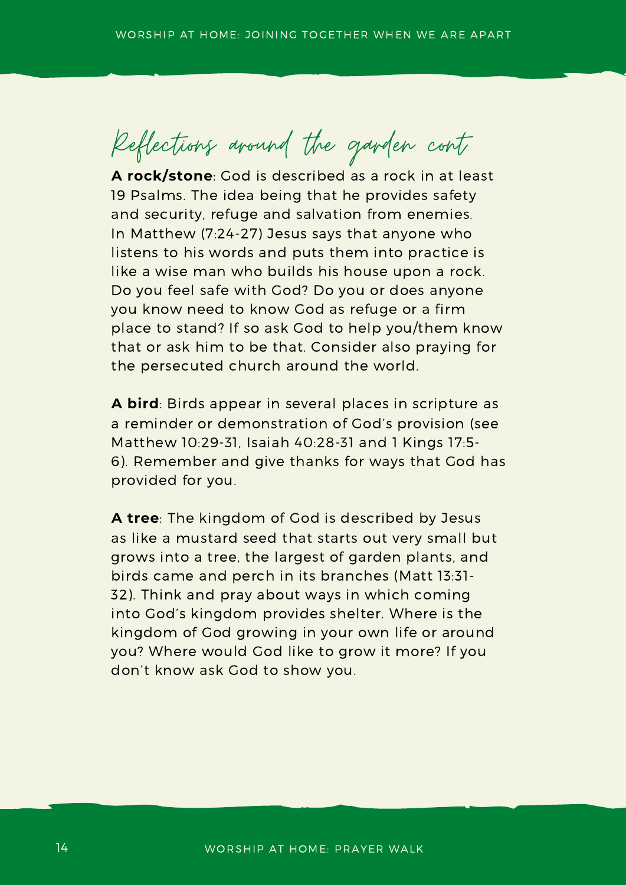## Reflections around the garden cont.

**A rock/stone**: God is described as a rock in at least 19 Psalms. The idea being that he provides safety and security, refuge and salvation from enemies. In Matthew (7:24-27) Jesus says that anyone who listens to his words and puts them into practice is like a wise man who builds his house upon a rock. Do you feel safe with God? Do you or does anyone you know need to know God as refuge or a firm place to stand? If so ask God to help you/them know that or ask him to be that. Consider also praying for the persecuted church around the world.

**A bird**: Birds appear in several places in scripture as a reminder or demonstration of God's provision (see Matthew 10:29-31, Isaiah 40:28-31 and 1 Kings 17:5-6). Remember and give thanks for ways that God has provided for you.

**A tree**: The kingdom of God is described by Jesus as like a mustard seed that starts out very small but grows into a tree, the largest of garden plants, and birds came and perch in its branches (Matt 13:31-32). Think and pray about ways in which coming into God's kingdom provides shelter. Where is the kingdom of God growing in your own life or around you? Where would God like to grow it more? If you don't know ask God to show you.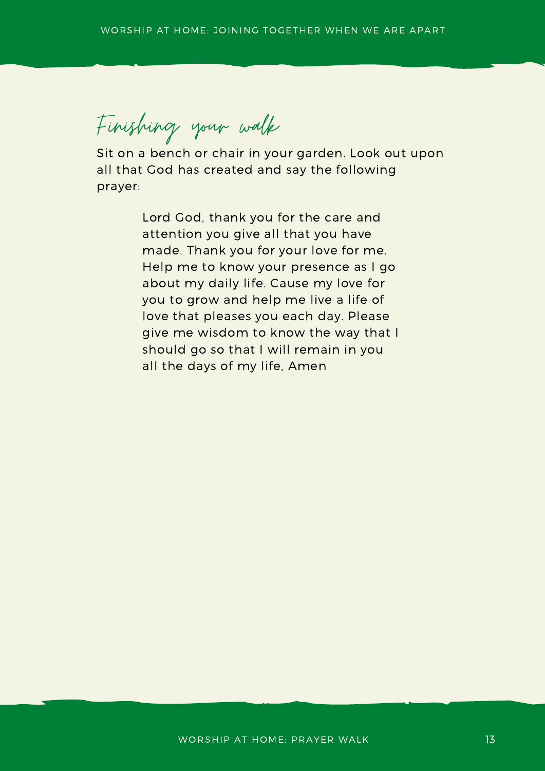## Finishing your walk

Sit on a bench or chair in your garden. Look out upon all that God has created and say the following prayer:

> Lord God, thank you for the care and attention you give all that you have made. Thank you for your love for me. Help me to know your presence as I go about my daily life. Cause my love for you to grow and help me live a life of love that pleases you each day. Please give me wisdom to know the way that I should go so that I will remain in you all the days of my life, Amen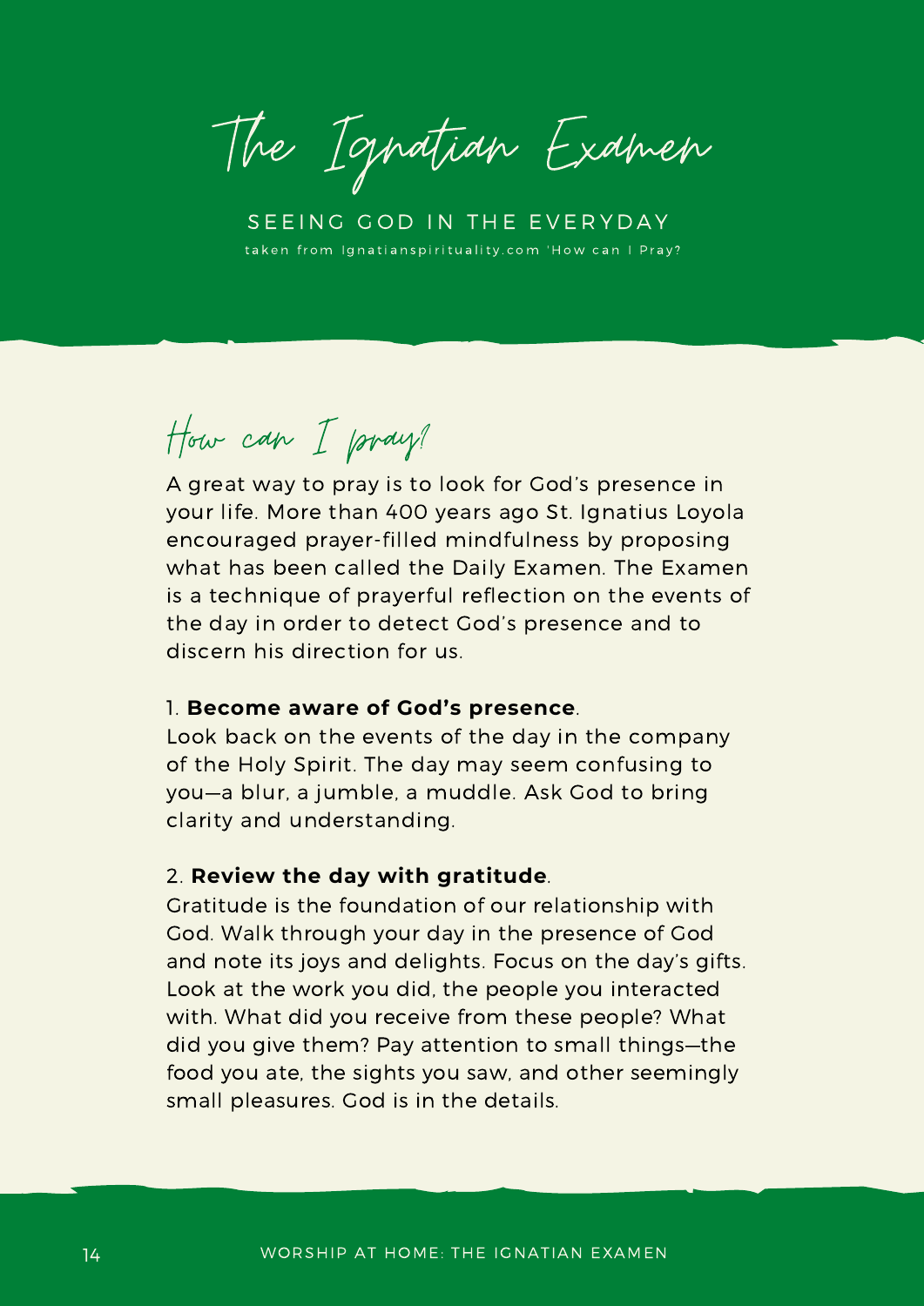# The Ignatian Examen

SEEING GOD IN THE EVERYDAY

taken from Ignatianspirituality.com 'How can I Pray?

## How can I pray?

A great way to pray is to look for God's presence in your life. More than 400 years ago St. Ignatius Loyola encouraged prayer-filled mindfulness by proposing what has been called the Daily Examen. The Examen is a technique of prayerful reflection on the events of the day in order to detect God's presence and to discern his direction for us.

1. **Become aware of God's presence**.
Look back on the events of the day in the company of the Holy Spirit. The day may seem confusing to you—a blur, a jumble, a muddle. Ask God to bring clarity and understanding.

2. **Review the day with gratitude**.
Gratitude is the foundation of our relationship with God. Walk through your day in the presence of God and note its joys and delights. Focus on the day's gifts. Look at the work you did, the people you interacted with. What did you receive from these people? What did you give them? Pay attention to small things—the food you ate, the sights you saw, and other seemingly small pleasures. God is in the details.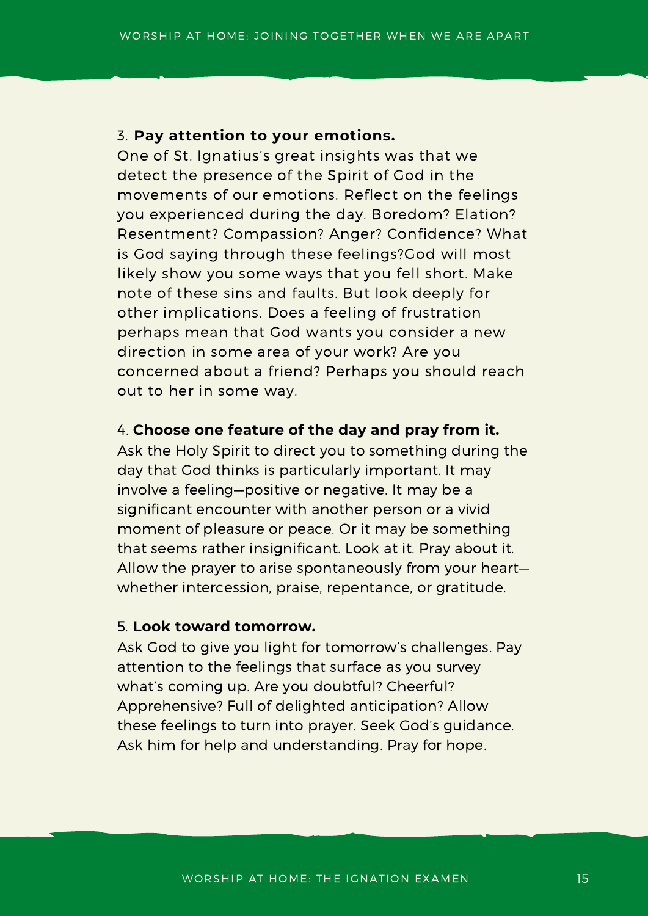3. **Pay attention to your emotions.**
One of St. Ignatius's great insights was that we detect the presence of the Spirit of God in the movements of our emotions. Reflect on the feelings you experienced during the day. Boredom? Elation? Resentment? Compassion? Anger? Confidence? What is God saying through these feelings?God will most likely show you some ways that you fell short. Make note of these sins and faults. But look deeply for other implications. Does a feeling of frustration perhaps mean that God wants you consider a new direction in some area of your work? Are you concerned about a friend? Perhaps you should reach out to her in some way.

4. **Choose one feature of the day and pray from it.**
Ask the Holy Spirit to direct you to something during the day that God thinks is particularly important. It may involve a feeling—positive or negative. It may be a significant encounter with another person or a vivid moment of pleasure or peace. Or it may be something that seems rather insignificant. Look at it. Pray about it. Allow the prayer to arise spontaneously from your heart—whether intercession, praise, repentance, or gratitude.

5. **Look toward tomorrow.**
Ask God to give you light for tomorrow's challenges. Pay attention to the feelings that surface as you survey what's coming up. Are you doubtful? Cheerful? Apprehensive? Full of delighted anticipation? Allow these feelings to turn into prayer. Seek God's guidance. Ask him for help and understanding. Pray for hope.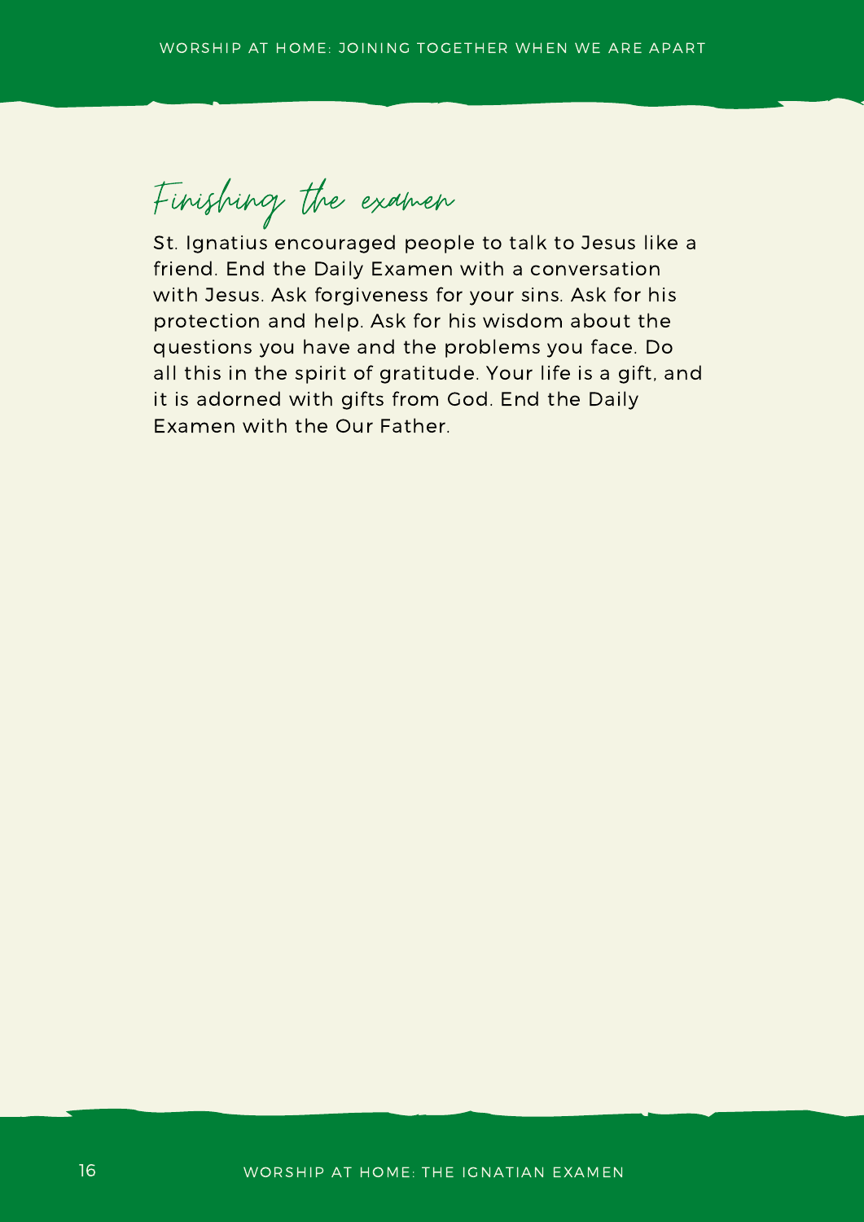## Finishing the examen

St. Ignatius encouraged people to talk to Jesus like a friend. End the Daily Examen with a conversation with Jesus. Ask forgiveness for your sins. Ask for his protection and help. Ask for his wisdom about the questions you have and the problems you face. Do all this in the spirit of gratitude. Your life is a gift, and it is adorned with gifts from God. End the Daily Examen with the Our Father.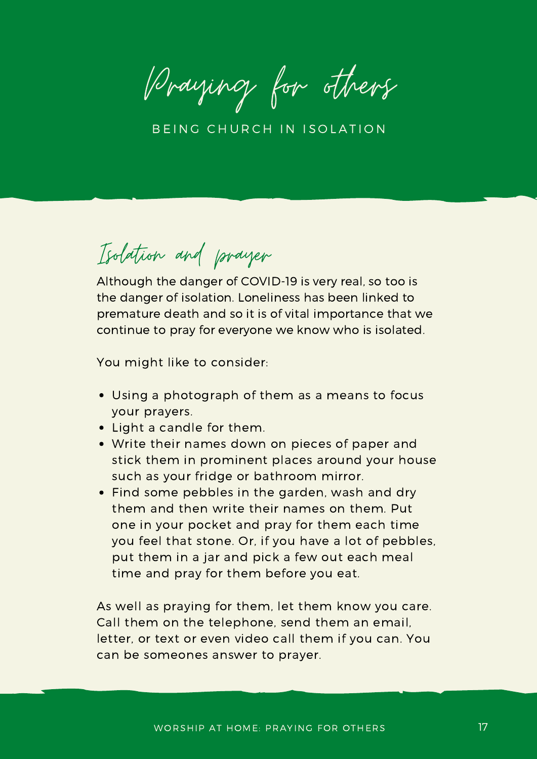# Praying for others

BEING CHURCH IN ISOLATION

## Isolation and prayer

Although the danger of COVID-19 is very real, so too is the danger of isolation. Loneliness has been linked to premature death and so it is of vital importance that we continue to pray for everyone we know who is isolated.

You might like to consider:

- Using a photograph of them as a means to focus your prayers.
- Light a candle for them.
- Write their names down on pieces of paper and stick them in prominent places around your house such as your fridge or bathroom mirror.
- Find some pebbles in the garden, wash and dry them and then write their names on them. Put one in your pocket and pray for them each time you feel that stone. Or, if you have a lot of pebbles, put them in a jar and pick a few out each meal time and pray for them before you eat.

As well as praying for them, let them know you care. Call them on the telephone, send them an email, letter, or text or even video call them if you can. You can be someones answer to prayer.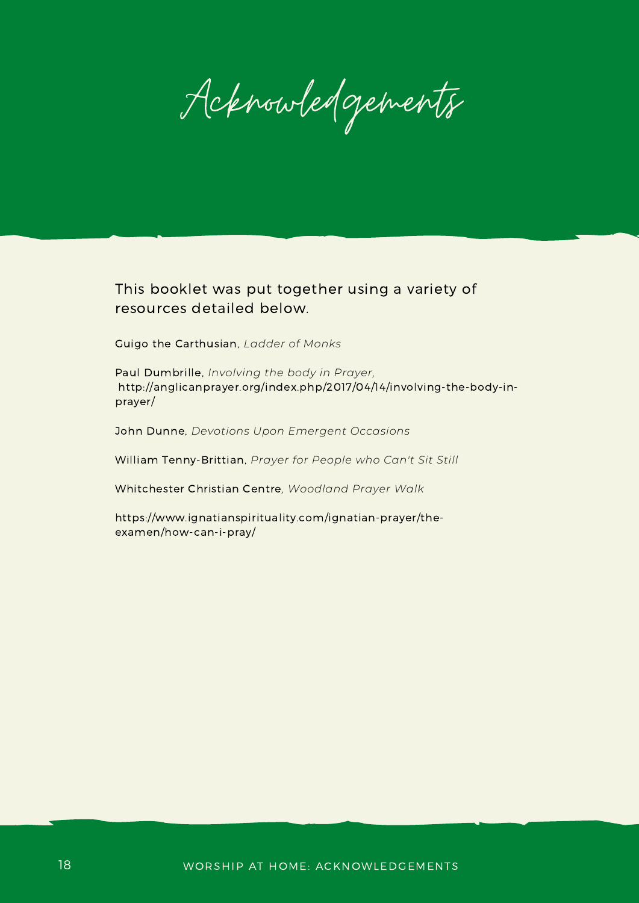# Acknowledgements

This booklet was put together using a variety of resources detailed below.

Guigo the Carthusian, *Ladder of Monks*

Paul Dumbrille, *Involving the body in Prayer*, http://anglicanprayer.org/index.php/2017/04/14/involving-the-body-in-prayer/

John Dunne, *Devotions Upon Emergent Occasions*

William Tenny-Brittian, *Prayer for People who Can't Sit Still*

Whitchester Christian Centre, *Woodland Prayer Walk*

https://www.ignatianspirituality.com/ignatian-prayer/the-examen/how-can-i-pray/